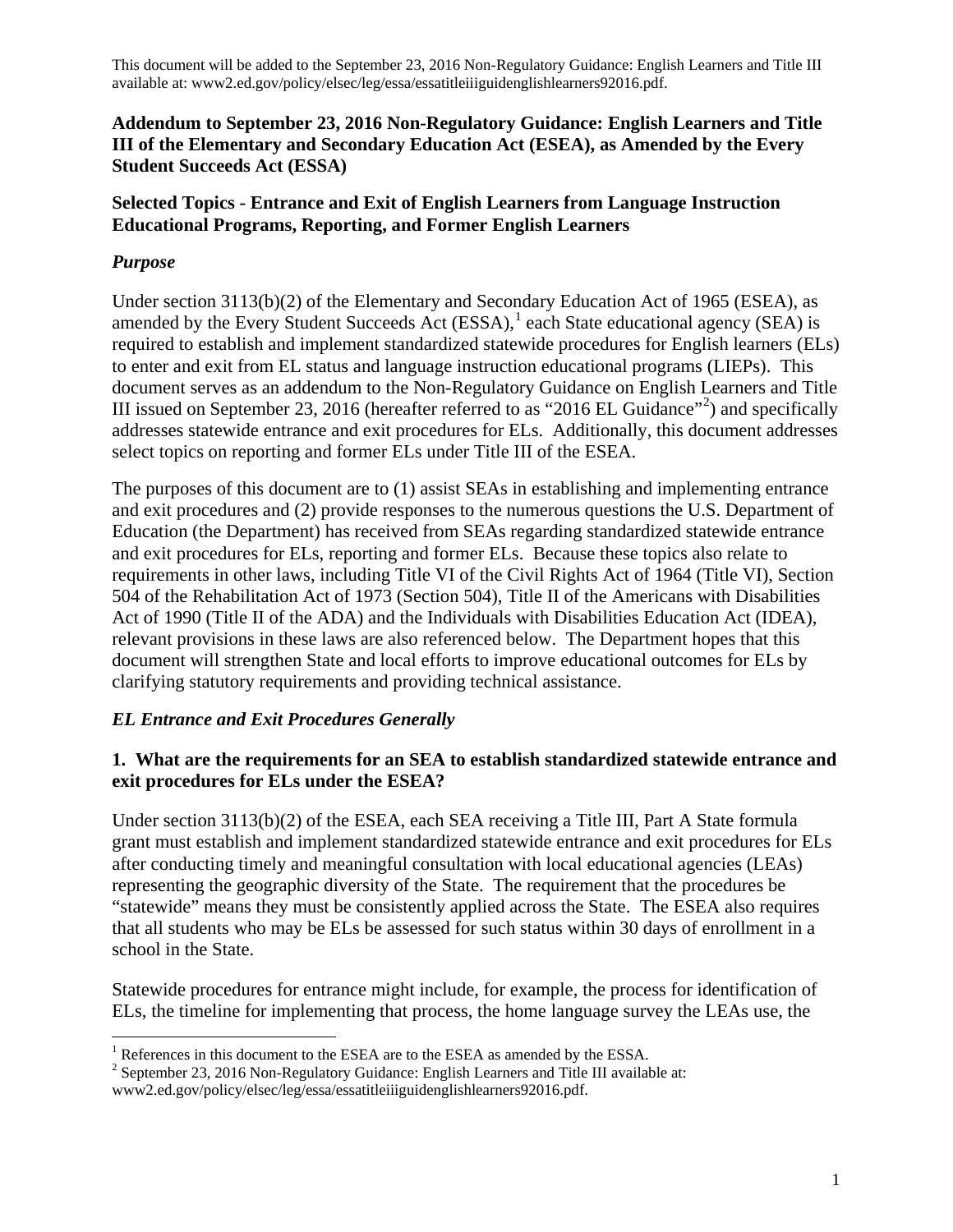This document will be added to the September 23, 2016 Non-Regulatory Guidance: English Learners and Title III available at: www2.ed.gov/policy/elsec/leg/essa/essatitleiiiguidenglishlearners92016.pdf.

**Addendum to September 23, 2016 Non-Regulatory Guidance: English Learners and Title III of the Elementary and Secondary Education Act (ESEA), as Amended by the Every Student Succeeds Act (ESSA)**

**Selected Topics - Entrance and Exit of English Learners from Language Instruction Educational Programs, Reporting, and Former English Learners**

## *Purpose*

Under section 3113(b)(2) of the Elementary and Secondary Education Act of 1965 (ESEA), as amended by the Every Student Succeeds Act (ESSA),[1] each State educational agency (SEA) is required to establish and implement standardized statewide procedures for English learners (ELs) to enter and exit from EL status and language instruction educational programs (LIEPs). This document serves as an addendum to the Non-Regulatory Guidance on English Learners and Title III issued on September 23, 2016 (hereafter referred to as "2016 EL Guidance"[2]) and specifically addresses statewide entrance and exit procedures for ELs. Additionally, this document addresses select topics on reporting and former ELs under Title III of the ESEA.

The purposes of this document are to (1) assist SEAs in establishing and implementing entrance and exit procedures and (2) provide responses to the numerous questions the U.S. Department of Education (the Department) has received from SEAs regarding standardized statewide entrance and exit procedures for ELs, reporting and former ELs. Because these topics also relate to requirements in other laws, including Title VI of the Civil Rights Act of 1964 (Title VI), Section 504 of the Rehabilitation Act of 1973 (Section 504), Title II of the Americans with Disabilities Act of 1990 (Title II of the ADA) and the Individuals with Disabilities Education Act (IDEA), relevant provisions in these laws are also referenced below. The Department hopes that this document will strengthen State and local efforts to improve educational outcomes for ELs by clarifying statutory requirements and providing technical assistance.

## *EL Entrance and Exit Procedures Generally*

### 1. What are the requirements for an SEA to establish standardized statewide entrance and exit procedures for ELs under the ESEA?

Under section 3113(b)(2) of the ESEA, each SEA receiving a Title III, Part A State formula grant must establish and implement standardized statewide entrance and exit procedures for ELs after conducting timely and meaningful consultation with local educational agencies (LEAs) representing the geographic diversity of the State. The requirement that the procedures be "statewide" means they must be consistently applied across the State. The ESEA also requires that all students who may be ELs be assessed for such status within 30 days of enrollment in a school in the State.

Statewide procedures for entrance might include, for example, the process for identification of ELs, the timeline for implementing that process, the home language survey the LEAs use, the

---

[1] References in this document to the ESEA are to the ESEA as amended by the ESSA.

[2] September 23, 2016 Non-Regulatory Guidance: English Learners and Title III available at: www2.ed.gov/policy/elsec/leg/essa/essatitleiiiguidenglishlearners92016.pdf.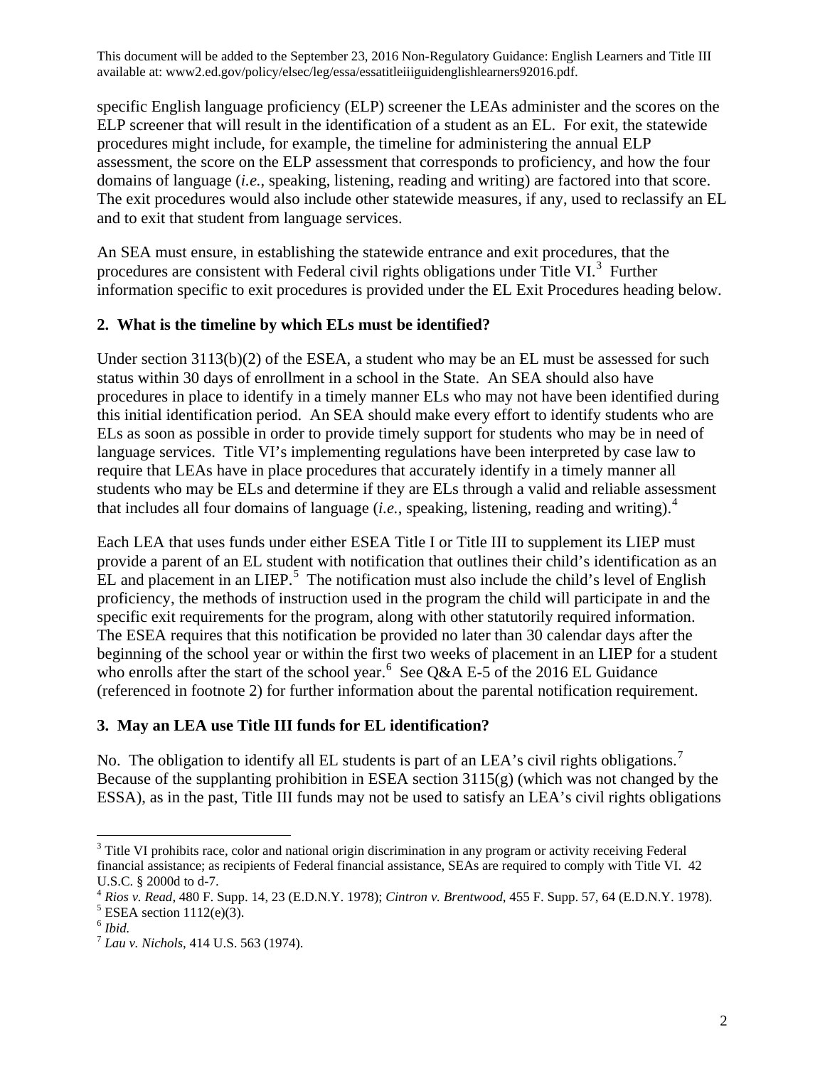This document will be added to the September 23, 2016 Non-Regulatory Guidance: English Learners and Title III available at: www2.ed.gov/policy/elsec/leg/essa/essatitleiiiguidenglishlearners92016.pdf.

specific English language proficiency (ELP) screener the LEAs administer and the scores on the ELP screener that will result in the identification of a student as an EL. For exit, the statewide procedures might include, for example, the timeline for administering the annual ELP assessment, the score on the ELP assessment that corresponds to proficiency, and how the four domains of language (*i.e.*, speaking, listening, reading and writing) are factored into that score. The exit procedures would also include other statewide measures, if any, used to reclassify an EL and to exit that student from language services.

An SEA must ensure, in establishing the statewide entrance and exit procedures, that the procedures are consistent with Federal civil rights obligations under Title VI.[3] Further information specific to exit procedures is provided under the EL Exit Procedures heading below.

### 2. What is the timeline by which ELs must be identified?

Under section 3113(b)(2) of the ESEA, a student who may be an EL must be assessed for such status within 30 days of enrollment in a school in the State. An SEA should also have procedures in place to identify in a timely manner ELs who may not have been identified during this initial identification period. An SEA should make every effort to identify students who are ELs as soon as possible in order to provide timely support for students who may be in need of language services. Title VI's implementing regulations have been interpreted by case law to require that LEAs have in place procedures that accurately identify in a timely manner all students who may be ELs and determine if they are ELs through a valid and reliable assessment that includes all four domains of language (*i.e.*, speaking, listening, reading and writing).[4]

Each LEA that uses funds under either ESEA Title I or Title III to supplement its LIEP must provide a parent of an EL student with notification that outlines their child's identification as an EL and placement in an LIEP.[5] The notification must also include the child's level of English proficiency, the methods of instruction used in the program the child will participate in and the specific exit requirements for the program, along with other statutorily required information. The ESEA requires that this notification be provided no later than 30 calendar days after the beginning of the school year or within the first two weeks of placement in an LIEP for a student who enrolls after the start of the school year.[6] See Q&A E-5 of the 2016 EL Guidance (referenced in footnote 2) for further information about the parental notification requirement.

### 3. May an LEA use Title III funds for EL identification?

No. The obligation to identify all EL students is part of an LEA's civil rights obligations.[7] Because of the supplanting prohibition in ESEA section 3115(g) (which was not changed by the ESSA), as in the past, Title III funds may not be used to satisfy an LEA's civil rights obligations

---

[3] Title VI prohibits race, color and national origin discrimination in any program or activity receiving Federal financial assistance; as recipients of Federal financial assistance, SEAs are required to comply with Title VI. 42 U.S.C. § 2000d to d-7.

[4] *Rios v. Read*, 480 F. Supp. 14, 23 (E.D.N.Y. 1978); *Cintron v. Brentwood*, 455 F. Supp. 57, 64 (E.D.N.Y. 1978).

[5] ESEA section 1112(e)(3).

[6] *Ibid.*

[7] *Lau v. Nichols*, 414 U.S. 563 (1974).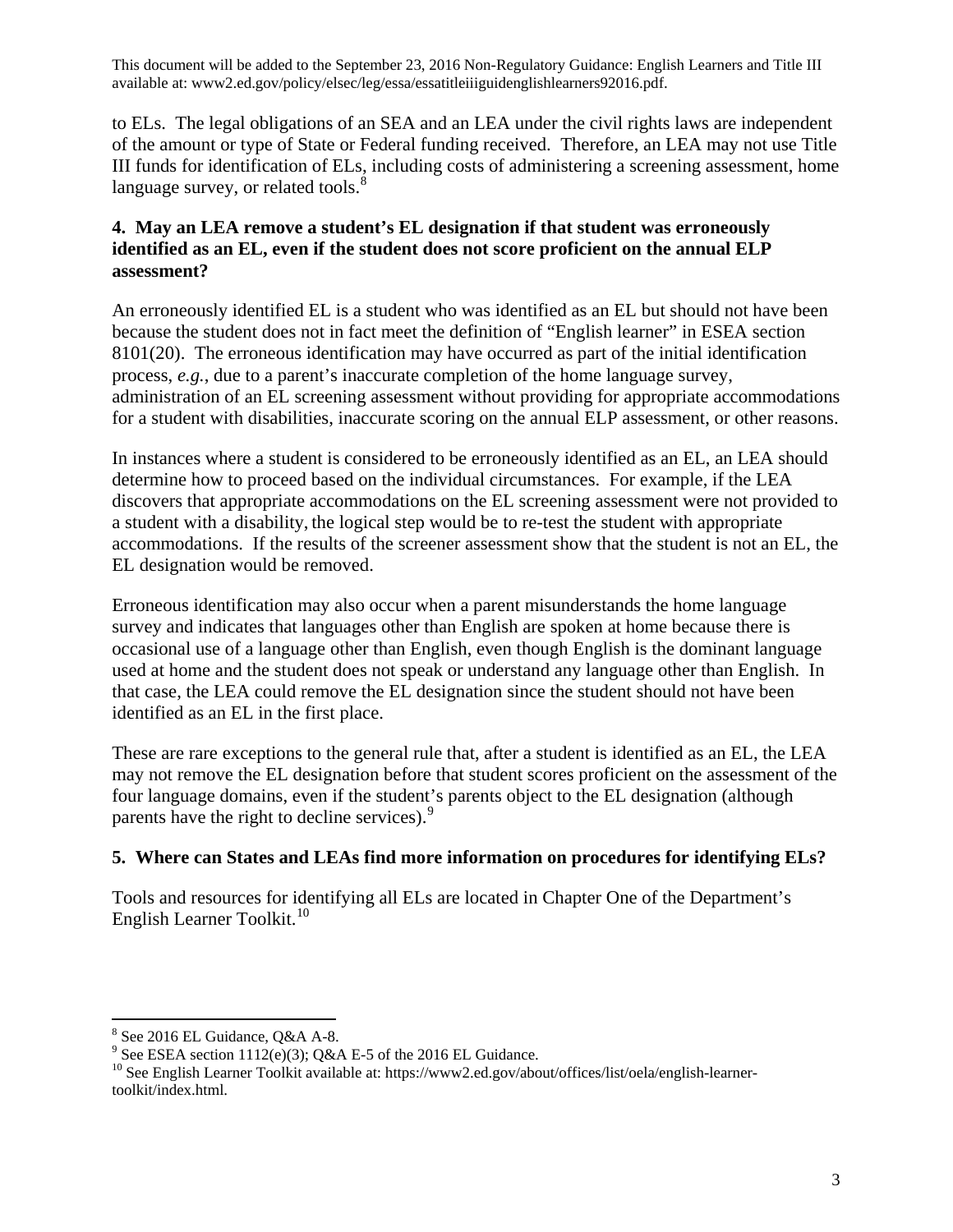to ELs. The legal obligations of an SEA and an LEA under the civil rights laws are independent of the amount or type of State or Federal funding received. Therefore, an LEA may not use Title III funds for identification of ELs, including costs of administering a screening assessment, home language survey, or related tools.[8]

**4. May an LEA remove a student's EL designation if that student was erroneously identified as an EL, even if the student does not score proficient on the annual ELP assessment?**

An erroneously identified EL is a student who was identified as an EL but should not have been because the student does not in fact meet the definition of "English learner" in ESEA section 8101(20). The erroneous identification may have occurred as part of the initial identification process, *e.g.*, due to a parent's inaccurate completion of the home language survey, administration of an EL screening assessment without providing for appropriate accommodations for a student with disabilities, inaccurate scoring on the annual ELP assessment, or other reasons.

In instances where a student is considered to be erroneously identified as an EL, an LEA should determine how to proceed based on the individual circumstances. For example, if the LEA discovers that appropriate accommodations on the EL screening assessment were not provided to a student with a disability, the logical step would be to re-test the student with appropriate accommodations. If the results of the screener assessment show that the student is not an EL, the EL designation would be removed.

Erroneous identification may also occur when a parent misunderstands the home language survey and indicates that languages other than English are spoken at home because there is occasional use of a language other than English, even though English is the dominant language used at home and the student does not speak or understand any language other than English. In that case, the LEA could remove the EL designation since the student should not have been identified as an EL in the first place.

These are rare exceptions to the general rule that, after a student is identified as an EL, the LEA may not remove the EL designation before that student scores proficient on the assessment of the four language domains, even if the student's parents object to the EL designation (although parents have the right to decline services).[9]

**5. Where can States and LEAs find more information on procedures for identifying ELs?**

Tools and resources for identifying all ELs are located in Chapter One of the Department's English Learner Toolkit.[10]

---

[8] See 2016 EL Guidance, Q&A A-8.

[9] See ESEA section 1112(e)(3); Q&A E-5 of the 2016 EL Guidance.

[10] See English Learner Toolkit available at: https://www2.ed.gov/about/offices/list/oela/english-learner-toolkit/index.html.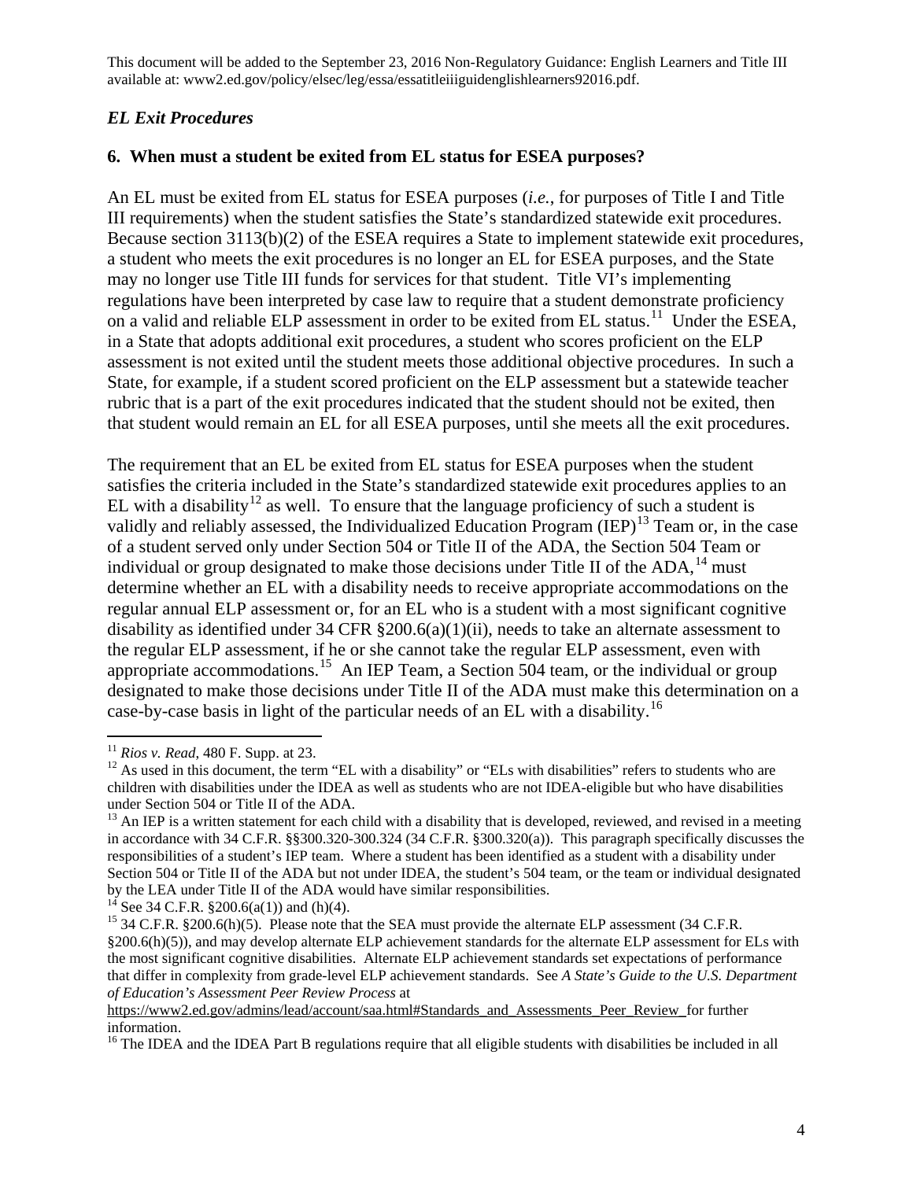This document will be added to the September 23, 2016 Non-Regulatory Guidance: English Learners and Title III available at: www2.ed.gov/policy/elsec/leg/essa/essatitleiiiguidenglishlearners92016.pdf.

### *EL Exit Procedures*

**6. When must a student be exited from EL status for ESEA purposes?**

An EL must be exited from EL status for ESEA purposes (*i.e.*, for purposes of Title I and Title III requirements) when the student satisfies the State's standardized statewide exit procedures. Because section 3113(b)(2) of the ESEA requires a State to implement statewide exit procedures, a student who meets the exit procedures is no longer an EL for ESEA purposes, and the State may no longer use Title III funds for services for that student. Title VI's implementing regulations have been interpreted by case law to require that a student demonstrate proficiency on a valid and reliable ELP assessment in order to be exited from EL status.[11] Under the ESEA, in a State that adopts additional exit procedures, a student who scores proficient on the ELP assessment is not exited until the student meets those additional objective procedures. In such a State, for example, if a student scored proficient on the ELP assessment but a statewide teacher rubric that is a part of the exit procedures indicated that the student should not be exited, then that student would remain an EL for all ESEA purposes, until she meets all the exit procedures.

The requirement that an EL be exited from EL status for ESEA purposes when the student satisfies the criteria included in the State's standardized statewide exit procedures applies to an EL with a disability[12] as well. To ensure that the language proficiency of such a student is validly and reliably assessed, the Individualized Education Program (IEP)[13] Team or, in the case of a student served only under Section 504 or Title II of the ADA, the Section 504 Team or individual or group designated to make those decisions under Title II of the ADA,[14] must determine whether an EL with a disability needs to receive appropriate accommodations on the regular annual ELP assessment or, for an EL who is a student with a most significant cognitive disability as identified under 34 CFR §200.6(a)(1)(ii), needs to take an alternate assessment to the regular ELP assessment, if he or she cannot take the regular ELP assessment, even with appropriate accommodations.[15] An IEP Team, a Section 504 team, or the individual or group designated to make those decisions under Title II of the ADA must make this determination on a case-by-case basis in light of the particular needs of an EL with a disability.[16]

---

[11] *Rios v. Read*, 480 F. Supp. at 23.

[12] As used in this document, the term "EL with a disability" or "ELs with disabilities" refers to students who are children with disabilities under the IDEA as well as students who are not IDEA-eligible but who have disabilities under Section 504 or Title II of the ADA.

[13] An IEP is a written statement for each child with a disability that is developed, reviewed, and revised in a meeting in accordance with 34 C.F.R. §§300.320-300.324 (34 C.F.R. §300.320(a)). This paragraph specifically discusses the responsibilities of a student's IEP team. Where a student has been identified as a student with a disability under Section 504 or Title II of the ADA but not under IDEA, the student's 504 team, or the team or individual designated by the LEA under Title II of the ADA would have similar responsibilities.

[14] See 34 C.F.R. §200.6(a(1)) and (h)(4).

[15] 34 C.F.R. §200.6(h)(5). Please note that the SEA must provide the alternate ELP assessment (34 C.F.R. §200.6(h)(5)), and may develop alternate ELP achievement standards for the alternate ELP assessment for ELs with the most significant cognitive disabilities. Alternate ELP achievement standards set expectations of performance that differ in complexity from grade-level ELP achievement standards. See *A State's Guide to the U.S. Department of Education's Assessment Peer Review Process* at https://www2.ed.gov/admins/lead/account/saa.html#Standards_and_Assessments_Peer_Review_ for further information.

[16] The IDEA and the IDEA Part B regulations require that all eligible students with disabilities be included in all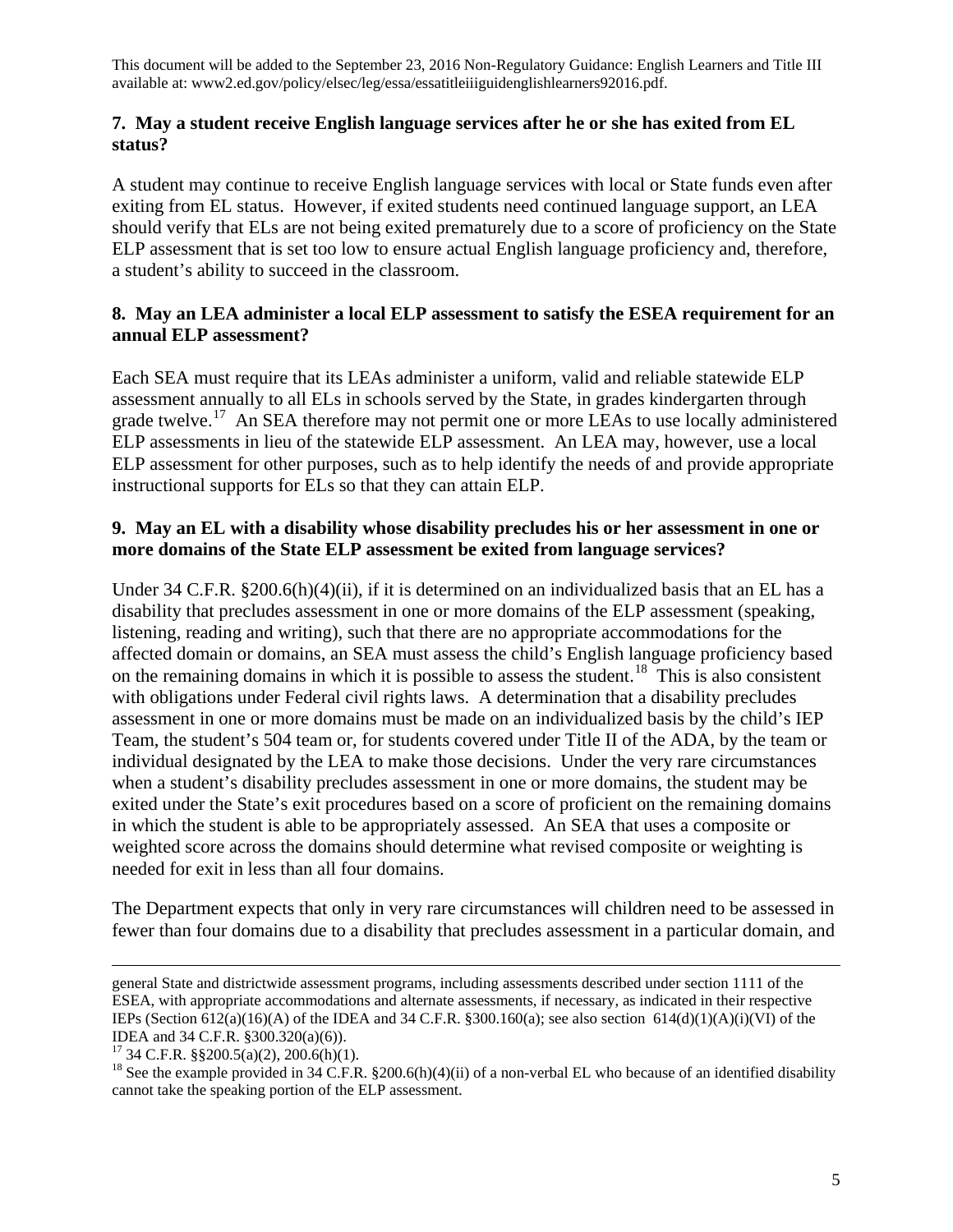This document will be added to the September 23, 2016 Non-Regulatory Guidance: English Learners and Title III available at: www2.ed.gov/policy/elsec/leg/essa/essatitleiiiguidenglishlearners92016.pdf.

**7. May a student receive English language services after he or she has exited from EL status?**

A student may continue to receive English language services with local or State funds even after exiting from EL status. However, if exited students need continued language support, an LEA should verify that ELs are not being exited prematurely due to a score of proficiency on the State ELP assessment that is set too low to ensure actual English language proficiency and, therefore, a student's ability to succeed in the classroom.

**8. May an LEA administer a local ELP assessment to satisfy the ESEA requirement for an annual ELP assessment?**

Each SEA must require that its LEAs administer a uniform, valid and reliable statewide ELP assessment annually to all ELs in schools served by the State, in grades kindergarten through grade twelve.[17] An SEA therefore may not permit one or more LEAs to use locally administered ELP assessments in lieu of the statewide ELP assessment. An LEA may, however, use a local ELP assessment for other purposes, such as to help identify the needs of and provide appropriate instructional supports for ELs so that they can attain ELP.

**9. May an EL with a disability whose disability precludes his or her assessment in one or more domains of the State ELP assessment be exited from language services?**

Under 34 C.F.R. §200.6(h)(4)(ii), if it is determined on an individualized basis that an EL has a disability that precludes assessment in one or more domains of the ELP assessment (speaking, listening, reading and writing), such that there are no appropriate accommodations for the affected domain or domains, an SEA must assess the child's English language proficiency based on the remaining domains in which it is possible to assess the student.[18] This is also consistent with obligations under Federal civil rights laws. A determination that a disability precludes assessment in one or more domains must be made on an individualized basis by the child's IEP Team, the student's 504 team or, for students covered under Title II of the ADA, by the team or individual designated by the LEA to make those decisions. Under the very rare circumstances when a student's disability precludes assessment in one or more domains, the student may be exited under the State's exit procedures based on a score of proficient on the remaining domains in which the student is able to be appropriately assessed. An SEA that uses a composite or weighted score across the domains should determine what revised composite or weighting is needed for exit in less than all four domains.

The Department expects that only in very rare circumstances will children need to be assessed in fewer than four domains due to a disability that precludes assessment in a particular domain, and

---

general State and districtwide assessment programs, including assessments described under section 1111 of the ESEA, with appropriate accommodations and alternate assessments, if necessary, as indicated in their respective IEPs (Section 612(a)(16)(A) of the IDEA and 34 C.F.R. §300.160(a); see also section 614(d)(1)(A)(i)(VI) of the IDEA and 34 C.F.R. §300.320(a)(6)).

[17] 34 C.F.R. §§200.5(a)(2), 200.6(h)(1).

[18] See the example provided in 34 C.F.R. §200.6(h)(4)(ii) of a non-verbal EL who because of an identified disability cannot take the speaking portion of the ELP assessment.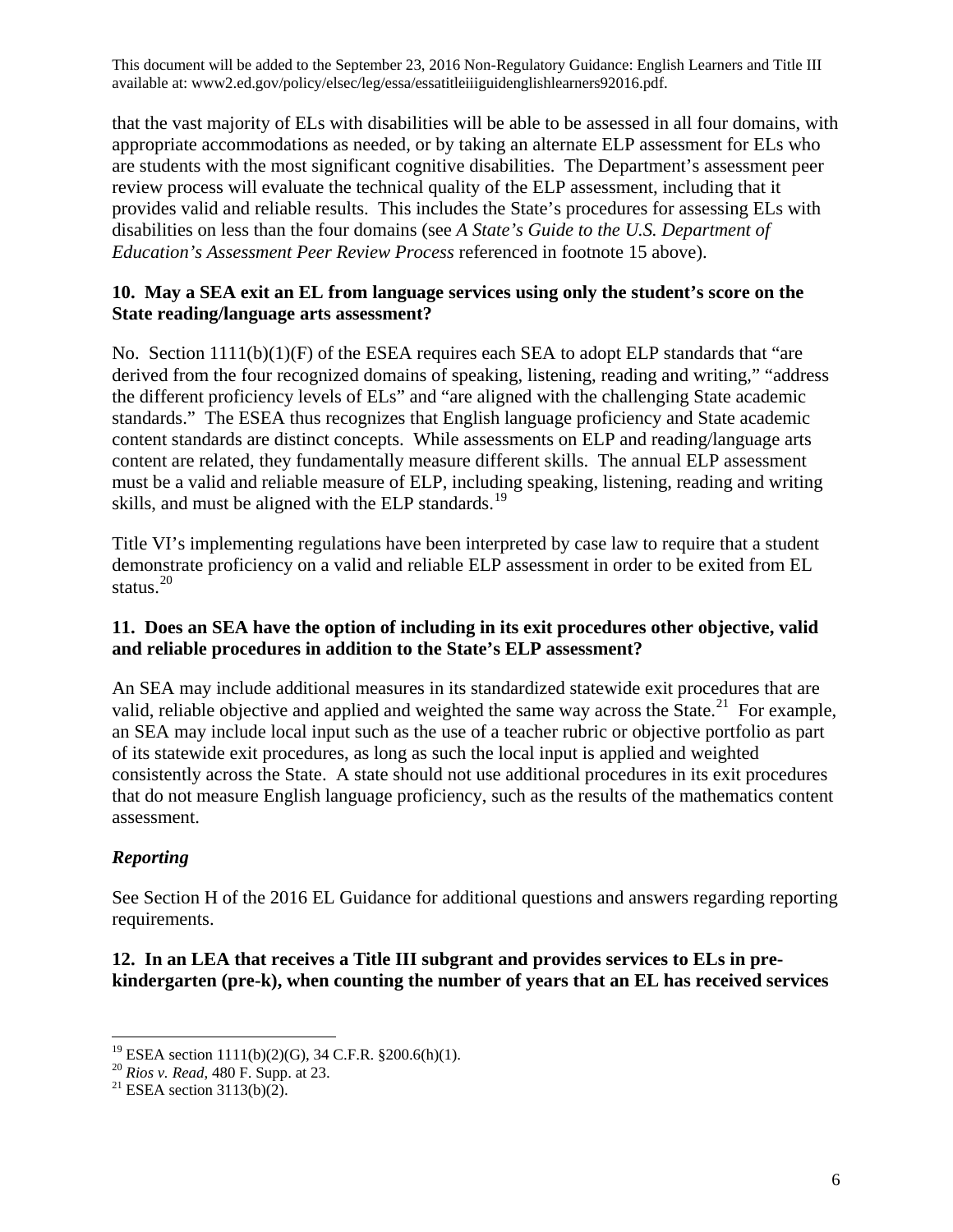that the vast majority of ELs with disabilities will be able to be assessed in all four domains, with appropriate accommodations as needed, or by taking an alternate ELP assessment for ELs who are students with the most significant cognitive disabilities. The Department's assessment peer review process will evaluate the technical quality of the ELP assessment, including that it provides valid and reliable results. This includes the State's procedures for assessing ELs with disabilities on less than the four domains (see *A State's Guide to the U.S. Department of Education's Assessment Peer Review Process* referenced in footnote 15 above).

**10. May a SEA exit an EL from language services using only the student's score on the State reading/language arts assessment?**

No. Section 1111(b)(1)(F) of the ESEA requires each SEA to adopt ELP standards that "are derived from the four recognized domains of speaking, listening, reading and writing," "address the different proficiency levels of ELs" and "are aligned with the challenging State academic standards." The ESEA thus recognizes that English language proficiency and State academic content standards are distinct concepts. While assessments on ELP and reading/language arts content are related, they fundamentally measure different skills. The annual ELP assessment must be a valid and reliable measure of ELP, including speaking, listening, reading and writing skills, and must be aligned with the ELP standards.[19]

Title VI's implementing regulations have been interpreted by case law to require that a student demonstrate proficiency on a valid and reliable ELP assessment in order to be exited from EL status.[20]

**11. Does an SEA have the option of including in its exit procedures other objective, valid and reliable procedures in addition to the State's ELP assessment?**

An SEA may include additional measures in its standardized statewide exit procedures that are valid, reliable objective and applied and weighted the same way across the State.[21] For example, an SEA may include local input such as the use of a teacher rubric or objective portfolio as part of its statewide exit procedures, as long as such the local input is applied and weighted consistently across the State. A state should not use additional procedures in its exit procedures that do not measure English language proficiency, such as the results of the mathematics content assessment.

### *Reporting*

See Section H of the 2016 EL Guidance for additional questions and answers regarding reporting requirements.

**12. In an LEA that receives a Title III subgrant and provides services to ELs in pre-kindergarten (pre-k), when counting the number of years that an EL has received services**

---

[19] ESEA section 1111(b)(2)(G), 34 C.F.R. §200.6(h)(1).
[20] *Rios v. Read*, 480 F. Supp. at 23.
[21] ESEA section 3113(b)(2).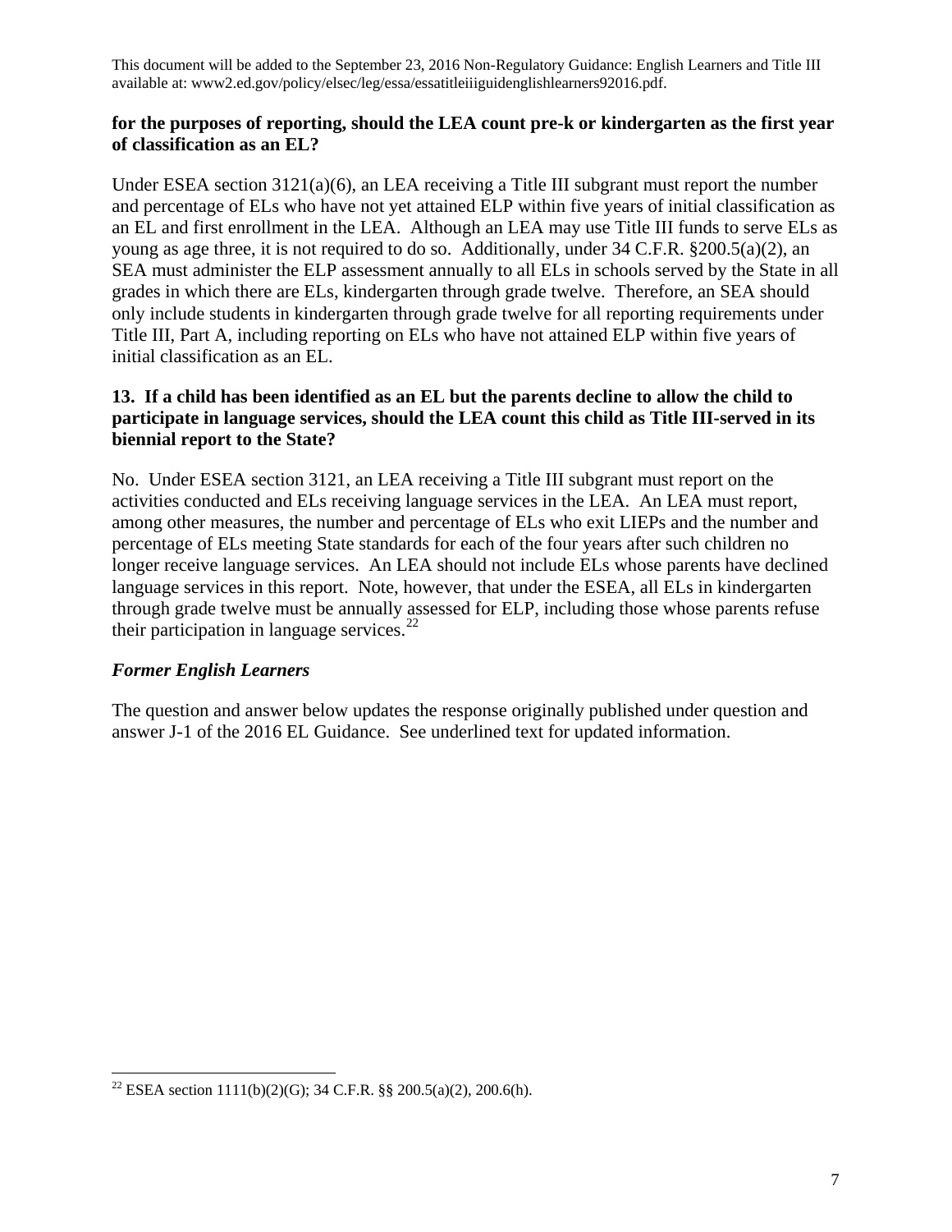This document will be added to the September 23, 2016 Non-Regulatory Guidance: English Learners and Title III available at: www2.ed.gov/policy/elsec/leg/essa/essatitleiiiguidenglishlearners92016.pdf.

**for the purposes of reporting, should the LEA count pre-k or kindergarten as the first year of classification as an EL?**

Under ESEA section 3121(a)(6), an LEA receiving a Title III subgrant must report the number and percentage of ELs who have not yet attained ELP within five years of initial classification as an EL and first enrollment in the LEA. Although an LEA may use Title III funds to serve ELs as young as age three, it is not required to do so. Additionally, under 34 C.F.R. §200.5(a)(2), an SEA must administer the ELP assessment annually to all ELs in schools served by the State in all grades in which there are ELs, kindergarten through grade twelve. Therefore, an SEA should only include students in kindergarten through grade twelve for all reporting requirements under Title III, Part A, including reporting on ELs who have not attained ELP within five years of initial classification as an EL.

**13. If a child has been identified as an EL but the parents decline to allow the child to participate in language services, should the LEA count this child as Title III-served in its biennial report to the State?**

No. Under ESEA section 3121, an LEA receiving a Title III subgrant must report on the activities conducted and ELs receiving language services in the LEA. An LEA must report, among other measures, the number and percentage of ELs who exit LIEPs and the number and percentage of ELs meeting State standards for each of the four years after such children no longer receive language services. An LEA should not include ELs whose parents have declined language services in this report. Note, however, that under the ESEA, all ELs in kindergarten through grade twelve must be annually assessed for ELP, including those whose parents refuse their participation in language services.[22]

### *Former English Learners*

The question and answer below updates the response originally published under question and answer J-1 of the 2016 EL Guidance. See underlined text for updated information.

[22] ESEA section 1111(b)(2)(G); 34 C.F.R. §§ 200.5(a)(2), 200.6(h).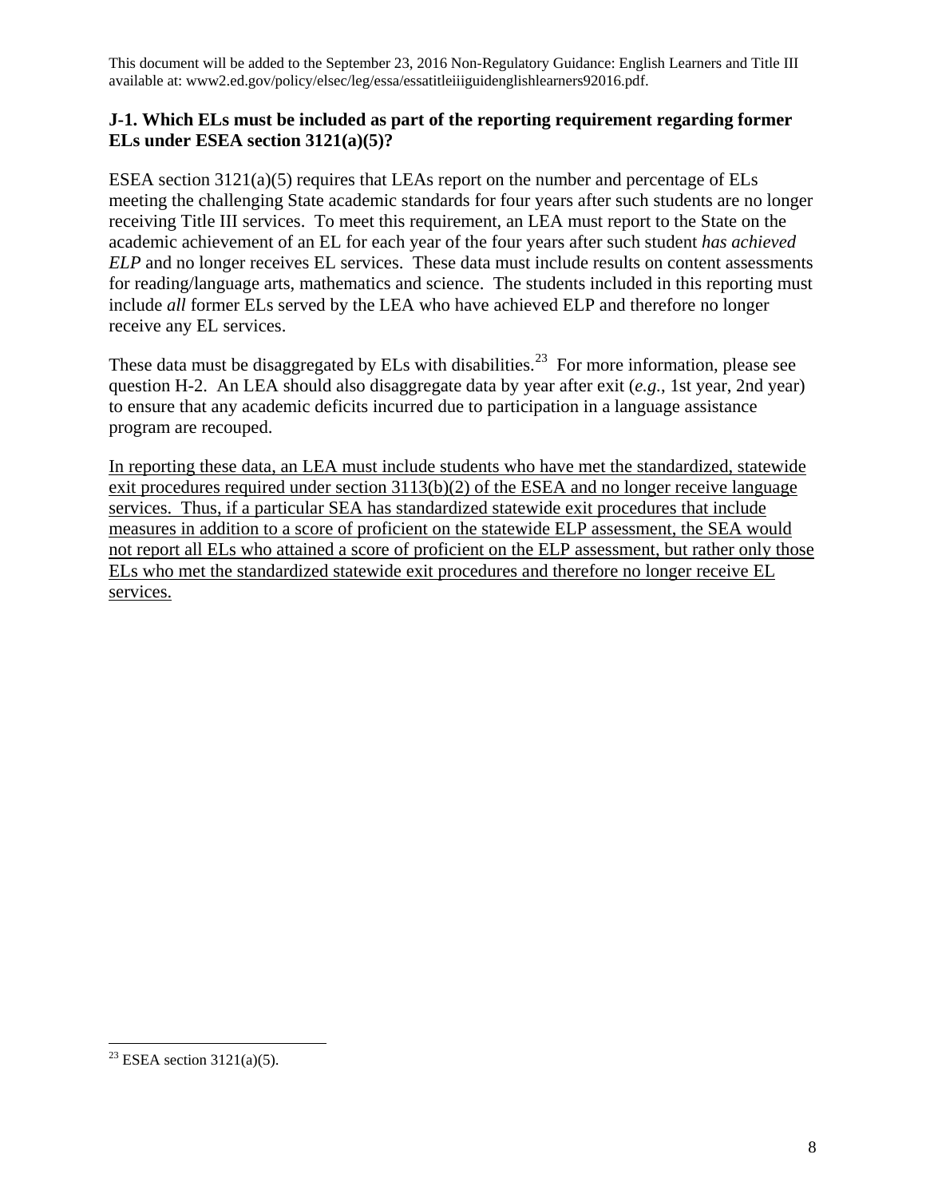This document will be added to the September 23, 2016 Non-Regulatory Guidance: English Learners and Title III available at: www2.ed.gov/policy/elsec/leg/essa/essatitleiiiguidenglishlearners92016.pdf.

**J-1. Which ELs must be included as part of the reporting requirement regarding former ELs under ESEA section 3121(a)(5)?**

ESEA section 3121(a)(5) requires that LEAs report on the number and percentage of ELs meeting the challenging State academic standards for four years after such students are no longer receiving Title III services. To meet this requirement, an LEA must report to the State on the academic achievement of an EL for each year of the four years after such student *has achieved ELP* and no longer receives EL services. These data must include results on content assessments for reading/language arts, mathematics and science. The students included in this reporting must include *all* former ELs served by the LEA who have achieved ELP and therefore no longer receive any EL services.

These data must be disaggregated by ELs with disabilities.[23] For more information, please see question H-2. An LEA should also disaggregate data by year after exit (*e.g.*, 1st year, 2nd year) to ensure that any academic deficits incurred due to participation in a language assistance program are recouped.

<u>In reporting these data, an LEA must include students who have met the standardized, statewide exit procedures required under section 3113(b)(2) of the ESEA and no longer receive language services. Thus, if a particular SEA has standardized statewide exit procedures that include measures in addition to a score of proficient on the statewide ELP assessment, the SEA would not report all ELs who attained a score of proficient on the ELP assessment, but rather only those ELs who met the standardized statewide exit procedures and therefore no longer receive EL services.</u>

[23] ESEA section 3121(a)(5).